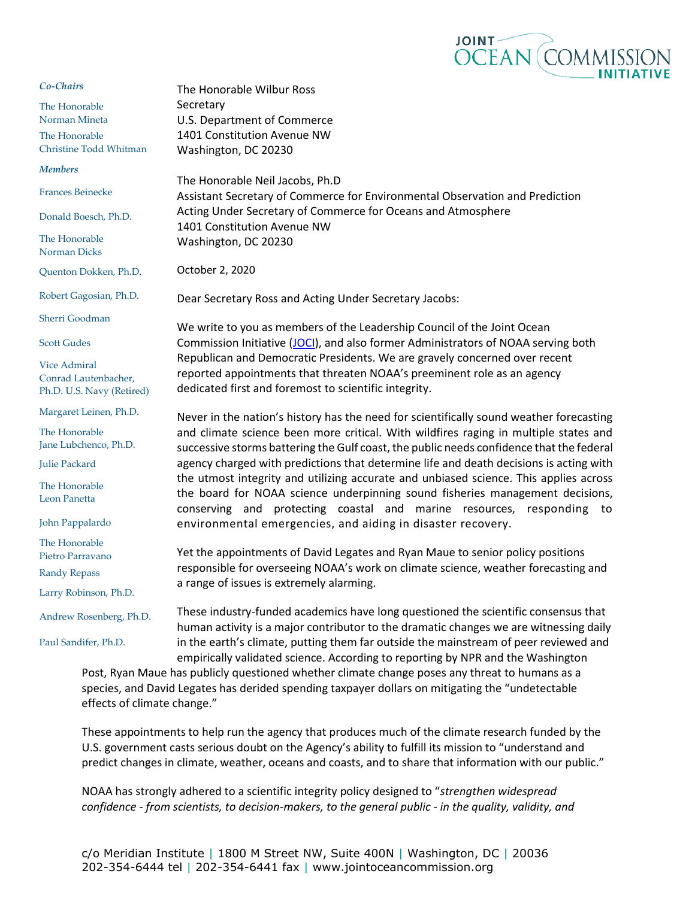*Co-Chairs*

The Honorable Norman Mineta

The Honorable Christine Todd Whitman

*Members*

Frances Beinecke

Donald Boesch, Ph.D.

The Honorable Norman Dicks

Quenton Dokken, Ph.D.

Robert Gagosian, Ph.D.

Sherri Goodman

Scott Gudes

Vice Admiral Conrad Lautenbacher, Ph.D. U.S. Navy (Retired)

Margaret Leinen, Ph.D.

The Honorable Jane Lubchenco, Ph.D.

Julie Packard

The Honorable Leon Panetta

John Pappalardo

The Honorable Pietro Parravano

Randy Repass

Larry Robinson, Ph.D.

Andrew Rosenberg, Ph.D.

Paul Sandifer, Ph.D.

The Honorable Wilbur Ross
Secretary
U.S. Department of Commerce
1401 Constitution Avenue NW
Washington, DC 20230

The Honorable Neil Jacobs, Ph.D
Assistant Secretary of Commerce for Environmental Observation and Prediction
Acting Under Secretary of Commerce for Oceans and Atmosphere
1401 Constitution Avenue NW
Washington, DC 20230

October 2, 2020

Dear Secretary Ross and Acting Under Secretary Jacobs:

We write to you as members of the Leadership Council of the Joint Ocean Commission Initiative (JOCI), and also former Administrators of NOAA serving both Republican and Democratic Presidents. We are gravely concerned over recent reported appointments that threaten NOAA's preeminent role as an agency dedicated first and foremost to scientific integrity.

Never in the nation's history has the need for scientifically sound weather forecasting and climate science been more critical. With wildfires raging in multiple states and successive storms battering the Gulf coast, the public needs confidence that the federal agency charged with predictions that determine life and death decisions is acting with the utmost integrity and utilizing accurate and unbiased science. This applies across the board for NOAA science underpinning sound fisheries management decisions, conserving and protecting coastal and marine resources, responding to environmental emergencies, and aiding in disaster recovery.

Yet the appointments of David Legates and Ryan Maue to senior policy positions responsible for overseeing NOAA's work on climate science, weather forecasting and a range of issues is extremely alarming.

These industry-funded academics have long questioned the scientific consensus that human activity is a major contributor to the dramatic changes we are witnessing daily in the earth's climate, putting them far outside the mainstream of peer reviewed and empirically validated science. According to reporting by NPR and the Washington Post, Ryan Maue has publicly questioned whether climate change poses any threat to humans as a species, and David Legates has derided spending taxpayer dollars on mitigating the "undetectable effects of climate change."

These appointments to help run the agency that produces much of the climate research funded by the U.S. government casts serious doubt on the Agency's ability to fulfill its mission to "understand and predict changes in climate, weather, oceans and coasts, and to share that information with our public."

NOAA has strongly adhered to a scientific integrity policy designed to "*strengthen widespread confidence - from scientists, to decision-makers, to the general public - in the quality, validity, and*

c/o Meridian Institute | 1800 M Street NW, Suite 400N | Washington, DC | 20036
202-354-6444 tel | 202-354-6441 fax | www.jointoceancommission.org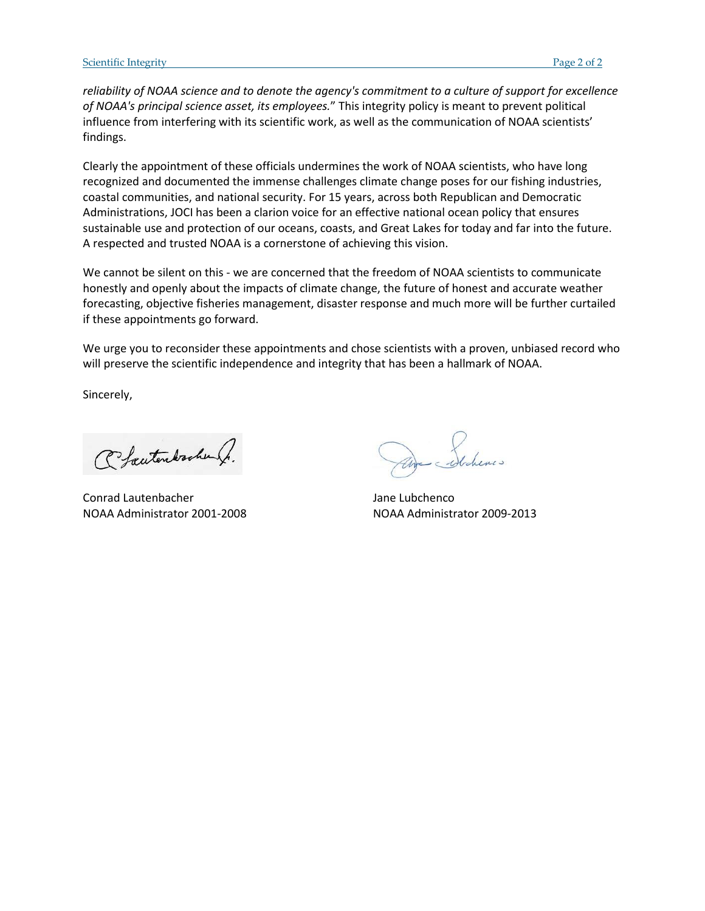*reliability of NOAA science and to denote the agency's commitment to a culture of support for excellence of NOAA's principal science asset, its employees.*" This integrity policy is meant to prevent political influence from interfering with its scientific work, as well as the communication of NOAA scientists' findings.

Clearly the appointment of these officials undermines the work of NOAA scientists, who have long recognized and documented the immense challenges climate change poses for our fishing industries, coastal communities, and national security. For 15 years, across both Republican and Democratic Administrations, JOCI has been a clarion voice for an effective national ocean policy that ensures sustainable use and protection of our oceans, coasts, and Great Lakes for today and far into the future. A respected and trusted NOAA is a cornerstone of achieving this vision.

We cannot be silent on this - we are concerned that the freedom of NOAA scientists to communicate honestly and openly about the impacts of climate change, the future of honest and accurate weather forecasting, objective fisheries management, disaster response and much more will be further curtailed if these appointments go forward.

We urge you to reconsider these appointments and chose scientists with a proven, unbiased record who will preserve the scientific independence and integrity that has been a hallmark of NOAA.

Sincerely,

Conrad Lautenbacher
NOAA Administrator 2001-2008

Jane Lubchenco
NOAA Administrator 2009-2013